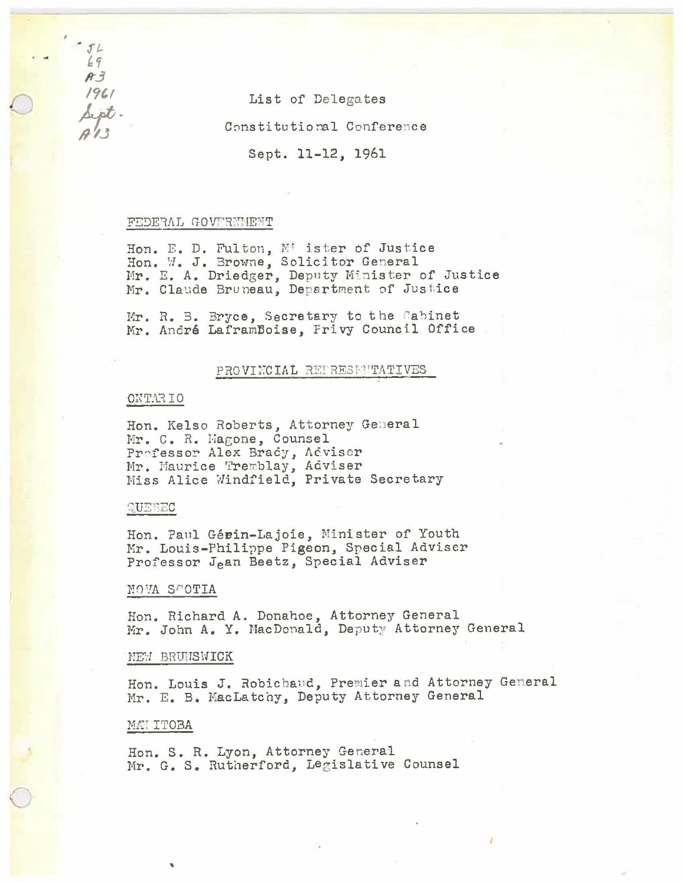JL
69
A3
1961
Sept.
A13

List of Delegates

Constitutional Conference

Sept. 11-12, 1961

FEDERAL GOVERNMENT

Hon. E. D. Fulton, Minister of Justice
Hon. W. J. Browne, Solicitor General
Mr. E. A. Driedger, Deputy Minister of Justice
Mr. Claude Bruneau, Department of Justice

Mr. R. B. Bryce, Secretary to the Cabinet
Mr. André Laframbоise, Privy Council Office

PROVINCIAL REPRESENTATIVES

ONTARIO

Hon. Kelso Roberts, Attorney General
Mr. C. R. Magone, Counsel
Professor Alex Brady, Adviser
Mr. Maurice Tremblay, Adviser
Miss Alice Windfield, Private Secretary

QUEBEC

Hon. Paul Gérin-Lajoie, Minister of Youth
Mr. Louis-Philippe Pigeon, Special Adviser
Professor Jean Beetz, Special Adviser

NOVA SCOTIA

Hon. Richard A. Donahoe, Attorney General
Mr. John A. Y. MacDonald, Deputy Attorney General

NEW BRUNSWICK

Hon. Louis J. Robichaud, Premier and Attorney General
Mr. E. B. MacLatchy, Deputy Attorney General

MANITOBA

Hon. S. R. Lyon, Attorney General
Mr. G. S. Rutherford, Legislative Counsel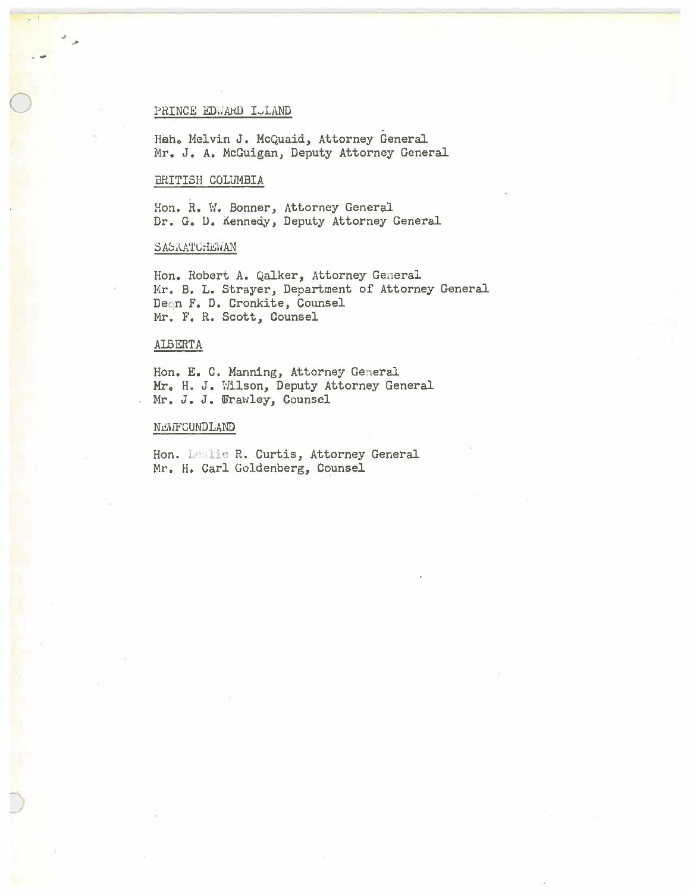PRINCE EDWARD ISLAND

Hon. Melvin J. McQuaid, Attorney General
Mr. J. A. McGuigan, Deputy Attorney General

BRITISH COLUMBIA

Hon. R. W. Bonner, Attorney General
Dr. G. D. Kennedy, Deputy Attorney General

SASKATCHEWAN

Hon. Robert A. Qalker, Attorney General
Mr. B. L. Strayer, Department of Attorney General
Dean F. D. Cronkite, Counsel
Mr. F. R. Scott, Counsel

ALBERTA

Hon. E. C. Manning, Attorney General
Mr. H. J. Wilson, Deputy Attorney General
Mr. J. J. Frawley, Counsel

NEWFOUNDLAND

Hon. Leslie R. Curtis, Attorney General
Mr. H. Carl Goldenberg, Counsel